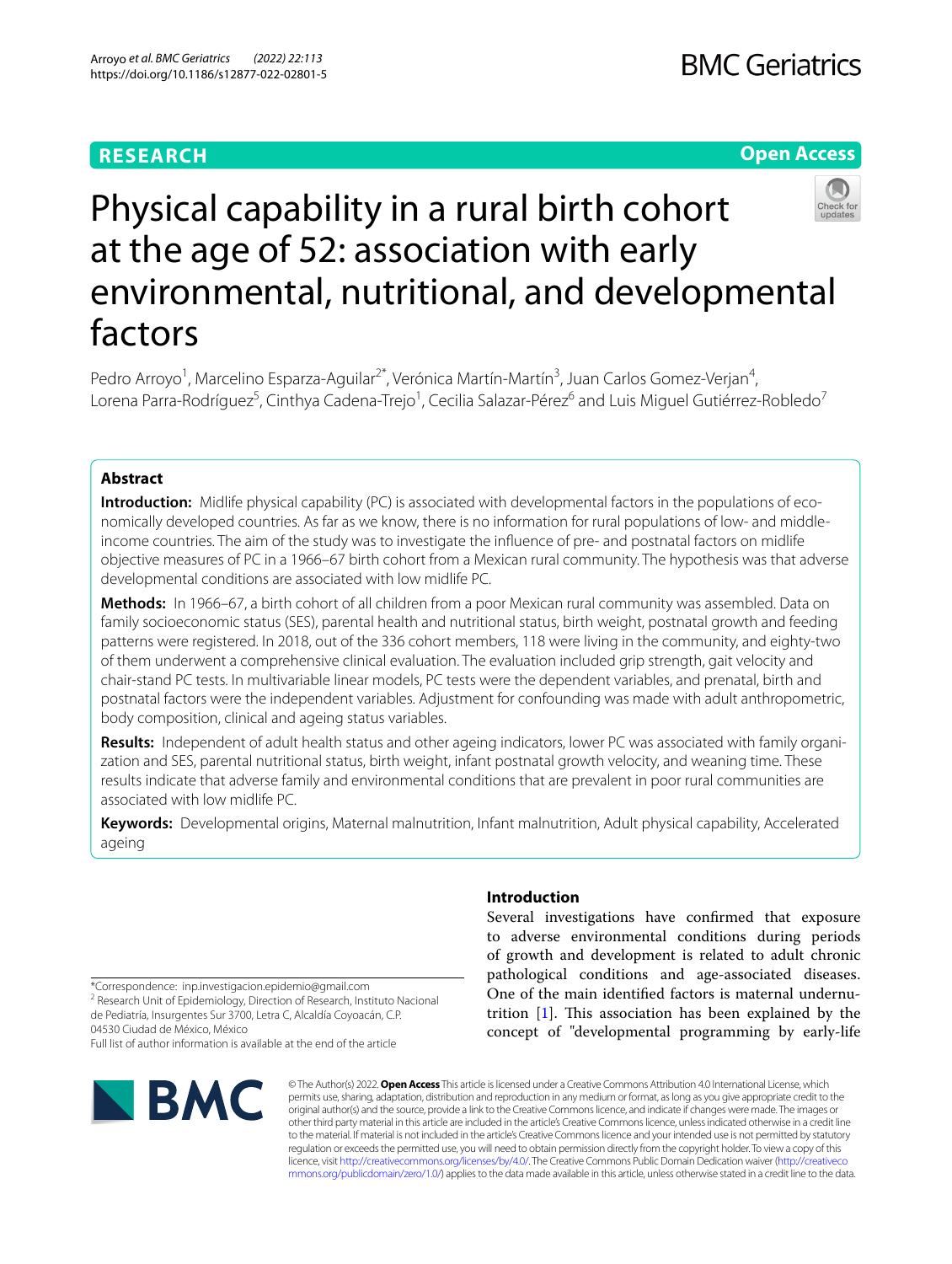RESEARCH

Open Access

# Physical capability in a rural birth cohort at the age of 52: association with early environmental, nutritional, and developmental factors

Pedro Arroyo[1], Marcelino Esparza-Aguilar[2*], Verónica Martín-Martín[3], Juan Carlos Gomez-Verjan[4], Lorena Parra-Rodríguez[5], Cinthya Cadena-Trejo[1], Cecilia Salazar-Pérez[6] and Luis Miguel Gutiérrez-Robledo[7]

## Abstract

**Introduction:** Midlife physical capability (PC) is associated with developmental factors in the populations of economically developed countries. As far as we know, there is no information for rural populations of low- and middle-income countries. The aim of the study was to investigate the influence of pre- and postnatal factors on midlife objective measures of PC in a 1966–67 birth cohort from a Mexican rural community. The hypothesis was that adverse developmental conditions are associated with low midlife PC.

**Methods:** In 1966–67, a birth cohort of all children from a poor Mexican rural community was assembled. Data on family socioeconomic status (SES), parental health and nutritional status, birth weight, postnatal growth and feeding patterns were registered. In 2018, out of the 336 cohort members, 118 were living in the community, and eighty-two of them underwent a comprehensive clinical evaluation. The evaluation included grip strength, gait velocity and chair-stand PC tests. In multivariable linear models, PC tests were the dependent variables, and prenatal, birth and postnatal factors were the independent variables. Adjustment for confounding was made with adult anthropometric, body composition, clinical and ageing status variables.

**Results:** Independent of adult health status and other ageing indicators, lower PC was associated with family organization and SES, parental nutritional status, birth weight, infant postnatal growth velocity, and weaning time. These results indicate that adverse family and environmental conditions that are prevalent in poor rural communities are associated with low midlife PC.

**Keywords:** Developmental origins, Maternal malnutrition, Infant malnutrition, Adult physical capability, Accelerated ageing

## Introduction

Several investigations have confirmed that exposure to adverse environmental conditions during periods of growth and development is related to adult chronic pathological conditions and age-associated diseases. One of the main identified factors is maternal undernutrition [1]. This association has been explained by the concept of "developmental programming by early-life

*Correspondence: inp.investigacion.epidemio@gmail.com
[2] Research Unit of Epidemiology, Direction of Research, Instituto Nacional de Pediatría, Insurgentes Sur 3700, Letra C, Alcaldía Coyoacán, C.P. 04530 Ciudad de México, México
Full list of author information is available at the end of the article

© The Author(s) 2022. **Open Access** This article is licensed under a Creative Commons Attribution 4.0 International License, which permits use, sharing, adaptation, distribution and reproduction in any medium or format, as long as you give appropriate credit to the original author(s) and the source, provide a link to the Creative Commons licence, and indicate if changes were made. The images or other third party material in this article are included in the article's Creative Commons licence, unless indicated otherwise in a credit line to the material. If material is not included in the article's Creative Commons licence and your intended use is not permitted by statutory regulation or exceeds the permitted use, you will need to obtain permission directly from the copyright holder. To view a copy of this licence, visit http://creativecommons.org/licenses/by/4.0/. The Creative Commons Public Domain Dedication waiver (http://creativecommons.org/publicdomain/zero/1.0/) applies to the data made available in this article, unless otherwise stated in a credit line to the data.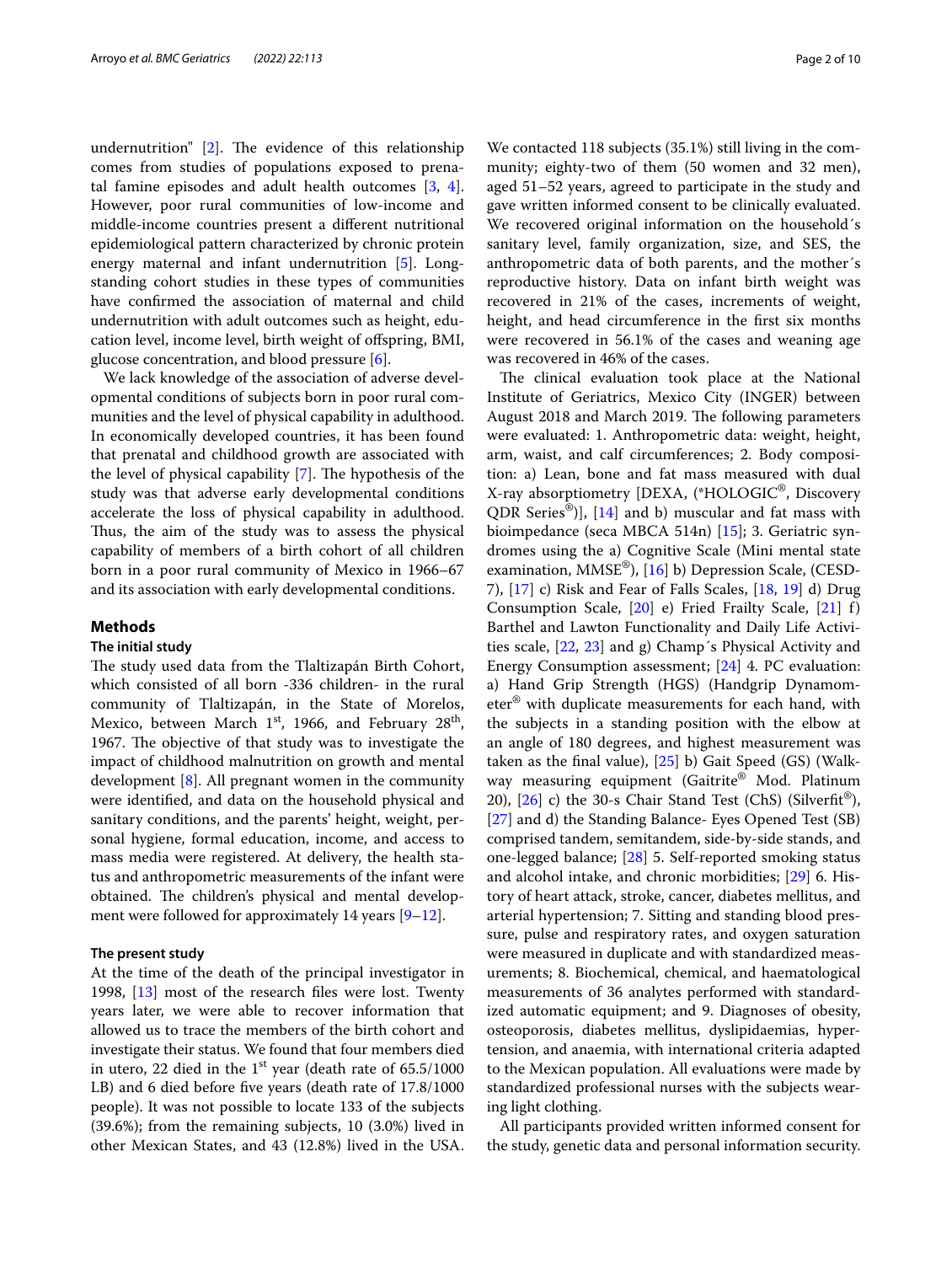undernutrition" [2]. The evidence of this relationship comes from studies of populations exposed to prenatal famine episodes and adult health outcomes [3, 4]. However, poor rural communities of low-income and middle-income countries present a different nutritional epidemiological pattern characterized by chronic protein energy maternal and infant undernutrition [5]. Long-standing cohort studies in these types of communities have confirmed the association of maternal and child undernutrition with adult outcomes such as height, education level, income level, birth weight of offspring, BMI, glucose concentration, and blood pressure [6].

We lack knowledge of the association of adverse developmental conditions of subjects born in poor rural communities and the level of physical capability in adulthood. In economically developed countries, it has been found that prenatal and childhood growth are associated with the level of physical capability [7]. The hypothesis of the study was that adverse early developmental conditions accelerate the loss of physical capability in adulthood. Thus, the aim of the study was to assess the physical capability of members of a birth cohort of all children born in a poor rural community of Mexico in 1966–67 and its association with early developmental conditions.

## Methods

### The initial study

The study used data from the Tlaltizapán Birth Cohort, which consisted of all born -336 children- in the rural community of Tlaltizapán, in the State of Morelos, Mexico, between March 1st, 1966, and February 28th, 1967. The objective of that study was to investigate the impact of childhood malnutrition on growth and mental development [8]. All pregnant women in the community were identified, and data on the household physical and sanitary conditions, and the parents' height, weight, personal hygiene, formal education, income, and access to mass media were registered. At delivery, the health status and anthropometric measurements of the infant were obtained. The children's physical and mental development were followed for approximately 14 years [9–12].

### The present study

At the time of the death of the principal investigator in 1998, [13] most of the research files were lost. Twenty years later, we were able to recover information that allowed us to trace the members of the birth cohort and investigate their status. We found that four members died in utero, 22 died in the 1st year (death rate of 65.5/1000 LB) and 6 died before five years (death rate of 17.8/1000 people). It was not possible to locate 133 of the subjects (39.6%); from the remaining subjects, 10 (3.0%) lived in other Mexican States, and 43 (12.8%) lived in the USA. We contacted 118 subjects (35.1%) still living in the community; eighty-two of them (50 women and 32 men), aged 51–52 years, agreed to participate in the study and gave written informed consent to be clinically evaluated. We recovered original information on the household´s sanitary level, family organization, size, and SES, the anthropometric data of both parents, and the mother´s reproductive history. Data on infant birth weight was recovered in 21% of the cases, increments of weight, height, and head circumference in the first six months were recovered in 56.1% of the cases and weaning age was recovered in 46% of the cases.

The clinical evaluation took place at the National Institute of Geriatrics, Mexico City (INGER) between August 2018 and March 2019. The following parameters were evaluated: 1. Anthropometric data: weight, height, arm, waist, and calf circumferences; 2. Body composition: a) Lean, bone and fat mass measured with dual X-ray absorptiometry [DEXA, (*HOLOGIC®, Discovery QDR Series®)], [14] and b) muscular and fat mass with bioimpedance (seca MBCA 514n) [15]; 3. Geriatric syndromes using the a) Cognitive Scale (Mini mental state examination, MMSE®), [16] b) Depression Scale, (CESD-7), [17] c) Risk and Fear of Falls Scales, [18, 19] d) Drug Consumption Scale, [20] e) Fried Frailty Scale, [21] f) Barthel and Lawton Functionality and Daily Life Activities scale, [22, 23] and g) Champ´s Physical Activity and Energy Consumption assessment; [24] 4. PC evaluation: a) Hand Grip Strength (HGS) (Handgrip Dynamometer® with duplicate measurements for each hand, with the subjects in a standing position with the elbow at an angle of 180 degrees, and highest measurement was taken as the final value), [25] b) Gait Speed (GS) (Walkway measuring equipment (Gaitrite® Mod. Platinum 20), [26] c) the 30-s Chair Stand Test (ChS) (Silverfit®), [27] and d) the Standing Balance- Eyes Opened Test (SB) comprised tandem, semitandem, side-by-side stands, and one-legged balance; [28] 5. Self-reported smoking status and alcohol intake, and chronic morbidities; [29] 6. History of heart attack, stroke, cancer, diabetes mellitus, and arterial hypertension; 7. Sitting and standing blood pressure, pulse and respiratory rates, and oxygen saturation were measured in duplicate and with standardized measurements; 8. Biochemical, chemical, and haematological measurements of 36 analytes performed with standardized automatic equipment; and 9. Diagnoses of obesity, osteoporosis, diabetes mellitus, dyslipidaemias, hypertension, and anaemia, with international criteria adapted to the Mexican population. All evaluations were made by standardized professional nurses with the subjects wearing light clothing.

All participants provided written informed consent for the study, genetic data and personal information security.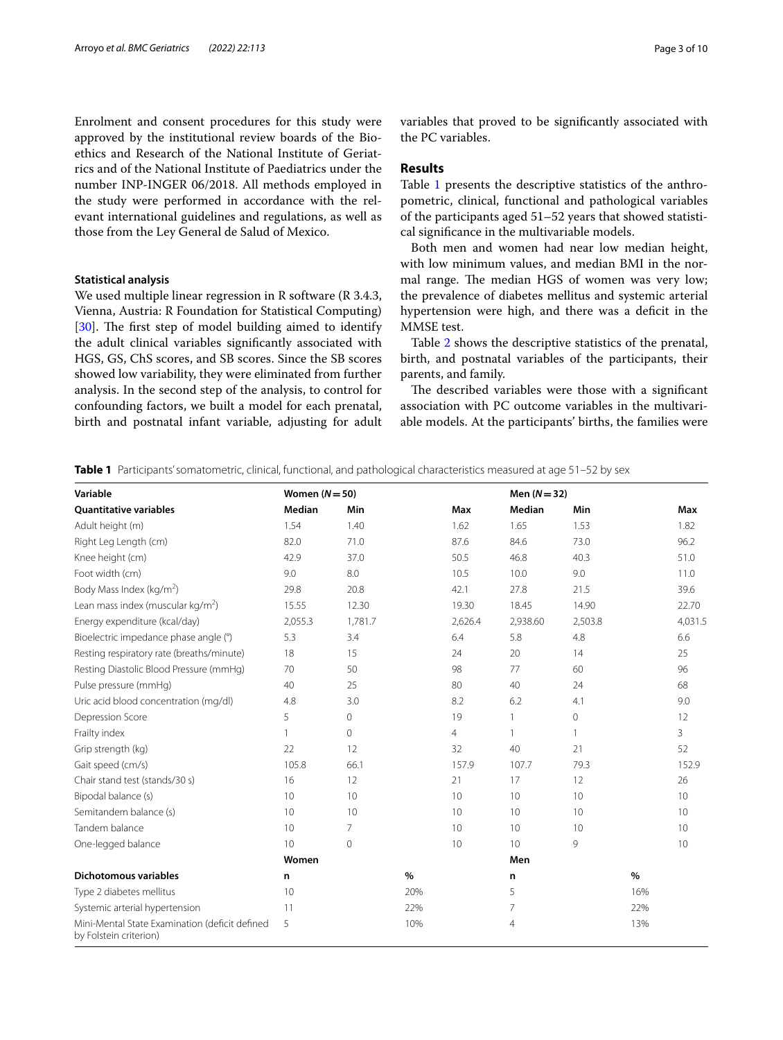Enrolment and consent procedures for this study were approved by the institutional review boards of the Bioethics and Research of the National Institute of Geriatrics and of the National Institute of Paediatrics under the number INP-INGER 06/2018. All methods employed in the study were performed in accordance with the relevant international guidelines and regulations, as well as those from the Ley General de Salud of Mexico.

### Statistical analysis

We used multiple linear regression in R software (R 3.4.3, Vienna, Austria: R Foundation for Statistical Computing) [30]. The first step of model building aimed to identify the adult clinical variables significantly associated with HGS, GS, ChS scores, and SB scores. Since the SB scores showed low variability, they were eliminated from further analysis. In the second step of the analysis, to control for confounding factors, we built a model for each prenatal, birth and postnatal infant variable, adjusting for adult variables that proved to be significantly associated with the PC variables.

## Results

Table 1 presents the descriptive statistics of the anthropometric, clinical, functional and pathological variables of the participants aged 51–52 years that showed statistical significance in the multivariable models.

Both men and women had near low median height, with low minimum values, and median BMI in the normal range. The median HGS of women was very low; the prevalence of diabetes mellitus and systemic arterial hypertension were high, and there was a deficit in the MMSE test.

Table 2 shows the descriptive statistics of the prenatal, birth, and postnatal variables of the participants, their parents, and family.

The described variables were those with a significant association with PC outcome variables in the multivariable models. At the participants' births, the families were

**Table 1** Participants' somatometric, clinical, functional, and pathological characteristics measured at age 51–52 by sex

| Variable | Women ($N=50$) | | | Men ($N=32$) | | |
|---|---|---|---|---|---|---|
| **Quantitative variables** | **Median** | **Min** | **Max** | **Median** | **Min** | **Max** |
| Adult height (m) | 1.54 | 1.40 | 1.62 | 1.65 | 1.53 | 1.82 |
| Right Leg Length (cm) | 82.0 | 71.0 | 87.6 | 84.6 | 73.0 | 96.2 |
| Knee height (cm) | 42.9 | 37.0 | 50.5 | 46.8 | 40.3 | 51.0 |
| Foot width (cm) | 9.0 | 8.0 | 10.5 | 10.0 | 9.0 | 11.0 |
| Body Mass Index (kg/m$^2$) | 29.8 | 20.8 | 42.1 | 27.8 | 21.5 | 39.6 |
| Lean mass index (muscular kg/m$^2$) | 15.55 | 12.30 | 19.30 | 18.45 | 14.90 | 22.70 |
| Energy expenditure (kcal/day) | 2,055.3 | 1,781.7 | 2,626.4 | 2,938.60 | 2,503.8 | 4,031.5 |
| Bioelectric impedance phase angle (°) | 5.3 | 3.4 | 6.4 | 5.8 | 4.8 | 6.6 |
| Resting respiratory rate (breaths/minute) | 18 | 15 | 24 | 20 | 14 | 25 |
| Resting Diastolic Blood Pressure (mmHg) | 70 | 50 | 98 | 77 | 60 | 96 |
| Pulse pressure (mmHg) | 40 | 25 | 80 | 40 | 24 | 68 |
| Uric acid blood concentration (mg/dl) | 4.8 | 3.0 | 8.2 | 6.2 | 4.1 | 9.0 |
| Depression Score | 5 | 0 | 19 | 1 | 0 | 12 |
| Frailty index | 1 | 0 | 4 | 1 | 1 | 3 |
| Grip strength (kg) | 22 | 12 | 32 | 40 | 21 | 52 |
| Gait speed (cm/s) | 105.8 | 66.1 | 157.9 | 107.7 | 79.3 | 152.9 |
| Chair stand test (stands/30 s) | 16 | 12 | 21 | 17 | 12 | 26 |
| Bipodal balance (s) | 10 | 10 | 10 | 10 | 10 | 10 |
| Semitandem balance (s) | 10 | 10 | 10 | 10 | 10 | 10 |
| Tandem balance | 10 | 7 | 10 | 10 | 10 | 10 |
| One-legged balance | 10 | 0 | 10 | 10 | 9 | 10 |
| | **Women** | | | **Men** | | |
| **Dichotomous variables** | **n** | **%** | | **n** | **%** | |
| Type 2 diabetes mellitus | 10 | 20% | | 5 | 16% | |
| Systemic arterial hypertension | 11 | 22% | | 7 | 22% | |
| Mini-Mental State Examination (deficit defined by Folstein criterion) | 5 | 10% | | 4 | 13% | |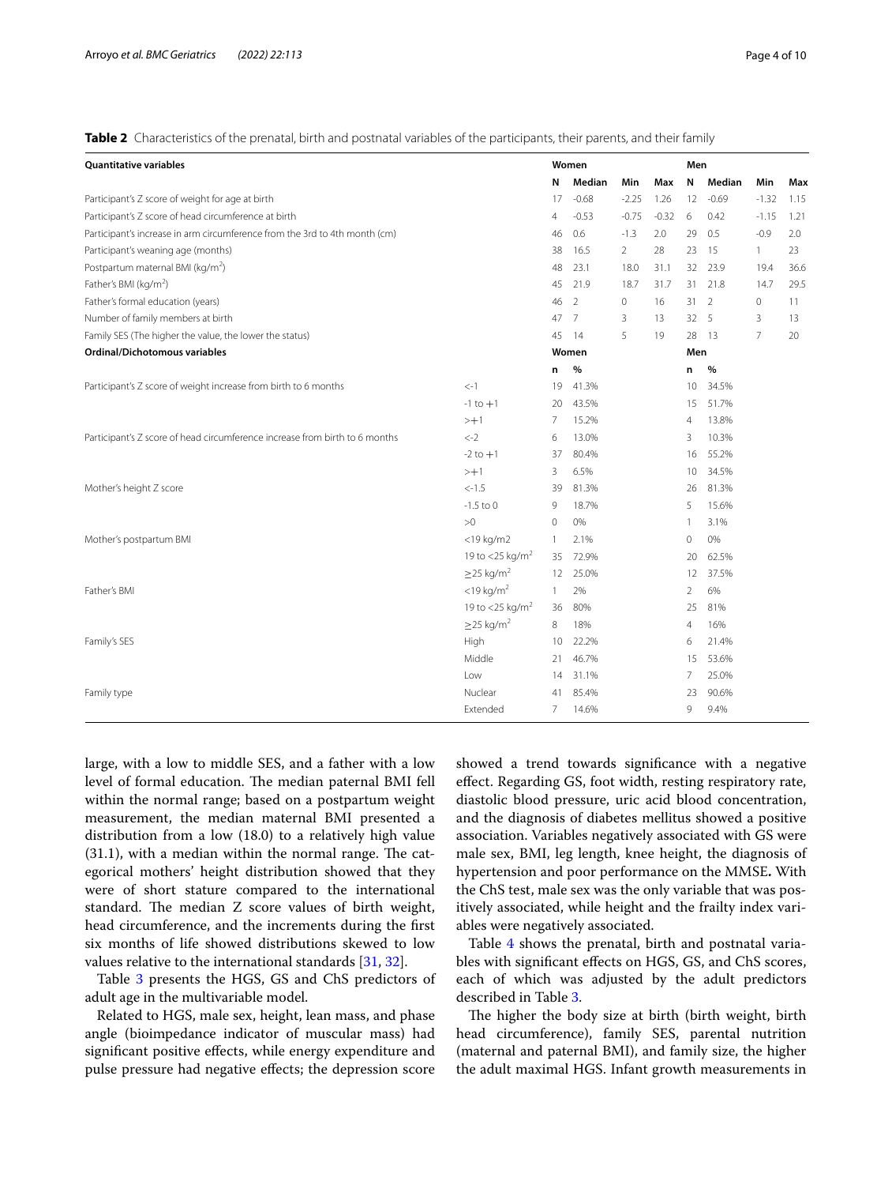**Table 2** Characteristics of the prenatal, birth and postnatal variables of the participants, their parents, and their family

| **Quantitative variables** | | **Women** | | | | **Men** | | | |
|---|---|---|---|---|---|---|---|---|---|
| | | **N** | **Median** | **Min** | **Max** | **N** | **Median** | **Min** | **Max** |
| Participant's Z score of weight for age at birth | | 17 | -0.68 | -2.25 | 1.26 | 12 | -0.69 | -1.32 | 1.15 |
| Participant's Z score of head circumference at birth | | 4 | -0.53 | -0.75 | -0.32 | 6 | 0.42 | -1.15 | 1.21 |
| Participant's increase in arm circumference from the 3rd to 4th month (cm) | | 46 | 0.6 | -1.3 | 2.0 | 29 | 0.5 | -0.9 | 2.0 |
| Participant's weaning age (months) | | 38 | 16.5 | 2 | 28 | 23 | 15 | 1 | 23 |
| Postpartum maternal BMI (kg/m$^2$) | | 48 | 23.1 | 18.0 | 31.1 | 32 | 23.9 | 19.4 | 36.6 |
| Father's BMI (kg/m$^2$) | | 45 | 21.9 | 18.7 | 31.7 | 31 | 21.8 | 14.7 | 29.5 |
| Father's formal education (years) | | 46 | 2 | 0 | 16 | 31 | 2 | 0 | 11 |
| Number of family members at birth | | 47 | 7 | 3 | 13 | 32 | 5 | 3 | 13 |
| Family SES (The higher the value, the lower the status) | | 45 | 14 | 5 | 19 | 28 | 13 | 7 | 20 |
| **Ordinal/Dichotomous variables** | | **Women** | | | | **Men** | | | |
| | | **n** | **%** | | | **n** | **%** | | |
| Participant's Z score of weight increase from birth to 6 months | <-1 | 19 | 41.3% | | | 10 | 34.5% | | |
| | -1 to +1 | 20 | 43.5% | | | 15 | 51.7% | | |
| | >+1 | 7 | 15.2% | | | 4 | 13.8% | | |
| Participant's Z score of head circumference increase from birth to 6 months | <-2 | 6 | 13.0% | | | 3 | 10.3% | | |
| | -2 to +1 | 37 | 80.4% | | | 16 | 55.2% | | |
| | >+1 | 3 | 6.5% | | | 10 | 34.5% | | |
| Mother's height Z score | <-1.5 | 39 | 81.3% | | | 26 | 81.3% | | |
| | -1.5 to 0 | 9 | 18.7% | | | 5 | 15.6% | | |
| | >0 | 0 | 0% | | | 1 | 3.1% | | |
| Mother's postpartum BMI | <19 kg/m2 | 1 | 2.1% | | | 0 | 0% | | |
| | 19 to <25 kg/m$^2$ | 35 | 72.9% | | | 20 | 62.5% | | |
| | ≥25 kg/m$^2$ | 12 | 25.0% | | | 12 | 37.5% | | |
| Father's BMI | <19 kg/m$^2$ | 1 | 2% | | | 2 | 6% | | |
| | 19 to <25 kg/m$^2$ | 36 | 80% | | | 25 | 81% | | |
| | ≥25 kg/m$^2$ | 8 | 18% | | | 4 | 16% | | |
| Family's SES | High | 10 | 22.2% | | | 6 | 21.4% | | |
| | Middle | 21 | 46.7% | | | 15 | 53.6% | | |
| | Low | 14 | 31.1% | | | 7 | 25.0% | | |
| Family type | Nuclear | 41 | 85.4% | | | 23 | 90.6% | | |
| | Extended | 7 | 14.6% | | | 9 | 9.4% | | |

large, with a low to middle SES, and a father with a low level of formal education. The median paternal BMI fell within the normal range; based on a postpartum weight measurement, the median maternal BMI presented a distribution from a low (18.0) to a relatively high value (31.1), with a median within the normal range. The categorical mothers' height distribution showed that they were of short stature compared to the international standard. The median Z score values of birth weight, head circumference, and the increments during the first six months of life showed distributions skewed to low values relative to the international standards [31, 32].

Table 3 presents the HGS, GS and ChS predictors of adult age in the multivariable model.

Related to HGS, male sex, height, lean mass, and phase angle (bioimpedance indicator of muscular mass) had significant positive effects, while energy expenditure and pulse pressure had negative effects; the depression score showed a trend towards significance with a negative effect. Regarding GS, foot width, resting respiratory rate, diastolic blood pressure, uric acid blood concentration, and the diagnosis of diabetes mellitus showed a positive association. Variables negatively associated with GS were male sex, BMI, leg length, knee height, the diagnosis of hypertension and poor performance on the MMSE**.** With the ChS test, male sex was the only variable that was positively associated, while height and the frailty index variables were negatively associated.

Table 4 shows the prenatal, birth and postnatal variables with significant effects on HGS, GS, and ChS scores, each of which was adjusted by the adult predictors described in Table 3.

The higher the body size at birth (birth weight, birth head circumference), family SES, parental nutrition (maternal and paternal BMI), and family size, the higher the adult maximal HGS. Infant growth measurements in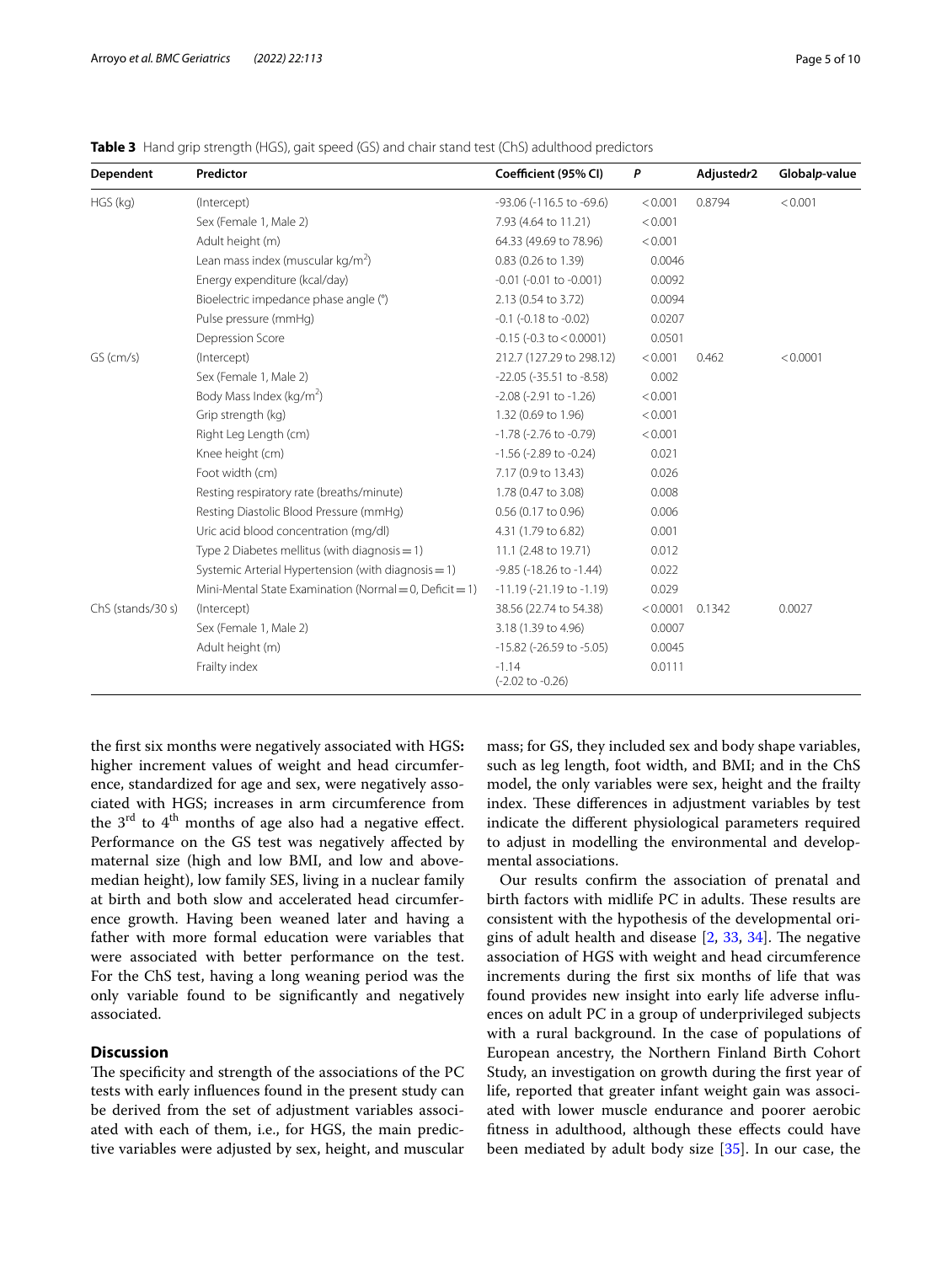**Table 3** Hand grip strength (HGS), gait speed (GS) and chair stand test (ChS) adulthood predictors

| Dependent | Predictor | Coefficient (95% CI) | *P* | Adjusted$r2$ | Global*p*-value |
|---|---|---|---|---|---|
| HGS (kg) | (Intercept) | -93.06 (-116.5 to -69.6) | < 0.001 | 0.8794 | < 0.001 |
| | Sex (Female 1, Male 2) | 7.93 (4.64 to 11.21) | < 0.001 | | |
| | Adult height (m) | 64.33 (49.69 to 78.96) | < 0.001 | | |
| | Lean mass index (muscular kg/m$^2$) | 0.83 (0.26 to 1.39) | 0.0046 | | |
| | Energy expenditure (kcal/day) | -0.01 (-0.01 to -0.001) | 0.0092 | | |
| | Bioelectric impedance phase angle (°) | 2.13 (0.54 to 3.72) | 0.0094 | | |
| | Pulse pressure (mmHg) | -0.1 (-0.18 to -0.02) | 0.0207 | | |
| | Depression Score | -0.15 (-0.3 to < 0.0001) | 0.0501 | | |
| GS (cm/s) | (Intercept) | 212.7 (127.29 to 298.12) | < 0.001 | 0.462 | < 0.0001 |
| | Sex (Female 1, Male 2) | -22.05 (-35.51 to -8.58) | 0.002 | | |
| | Body Mass Index (kg/m$^2$) | -2.08 (-2.91 to -1.26) | < 0.001 | | |
| | Grip strength (kg) | 1.32 (0.69 to 1.96) | < 0.001 | | |
| | Right Leg Length (cm) | -1.78 (-2.76 to -0.79) | < 0.001 | | |
| | Knee height (cm) | -1.56 (-2.89 to -0.24) | 0.021 | | |
| | Foot width (cm) | 7.17 (0.9 to 13.43) | 0.026 | | |
| | Resting respiratory rate (breaths/minute) | 1.78 (0.47 to 3.08) | 0.008 | | |
| | Resting Diastolic Blood Pressure (mmHg) | 0.56 (0.17 to 0.96) | 0.006 | | |
| | Uric acid blood concentration (mg/dl) | 4.31 (1.79 to 6.82) | 0.001 | | |
| | Type 2 Diabetes mellitus (with diagnosis = 1) | 11.1 (2.48 to 19.71) | 0.012 | | |
| | Systemic Arterial Hypertension (with diagnosis = 1) | -9.85 (-18.26 to -1.44) | 0.022 | | |
| | Mini-Mental State Examination (Normal = 0, Deficit = 1) | -11.19 (-21.19 to -1.19) | 0.029 | | |
| ChS (stands/30 s) | (Intercept) | 38.56 (22.74 to 54.38) | < 0.0001 | 0.1342 | 0.0027 |
| | Sex (Female 1, Male 2) | 3.18 (1.39 to 4.96) | 0.0007 | | |
| | Adult height (m) | -15.82 (-26.59 to -5.05) | 0.0045 | | |
| | Frailty index | -1.14 (-2.02 to -0.26) | 0.0111 | | |

the first six months were negatively associated with HGS**:** higher increment values of weight and head circumference, standardized for age and sex, were negatively associated with HGS; increases in arm circumference from the 3$^{rd}$ to 4$^{th}$ months of age also had a negative effect. Performance on the GS test was negatively affected by maternal size (high and low BMI, and low and above-median height), low family SES, living in a nuclear family at birth and both slow and accelerated head circumference growth. Having been weaned later and having a father with more formal education were variables that were associated with better performance on the test. For the ChS test, having a long weaning period was the only variable found to be significantly and negatively associated.

## Discussion

The specificity and strength of the associations of the PC tests with early influences found in the present study can be derived from the set of adjustment variables associated with each of them, i.e., for HGS, the main predictive variables were adjusted by sex, height, and muscular mass; for GS, they included sex and body shape variables, such as leg length, foot width, and BMI; and in the ChS model, the only variables were sex, height and the frailty index. These differences in adjustment variables by test indicate the different physiological parameters required to adjust in modelling the environmental and developmental associations.

Our results confirm the association of prenatal and birth factors with midlife PC in adults. These results are consistent with the hypothesis of the developmental origins of adult health and disease [2, 33, 34]. The negative association of HGS with weight and head circumference increments during the first six months of life that was found provides new insight into early life adverse influences on adult PC in a group of underprivileged subjects with a rural background. In the case of populations of European ancestry, the Northern Finland Birth Cohort Study, an investigation on growth during the first year of life, reported that greater infant weight gain was associated with lower muscle endurance and poorer aerobic fitness in adulthood, although these effects could have been mediated by adult body size [35]. In our case, the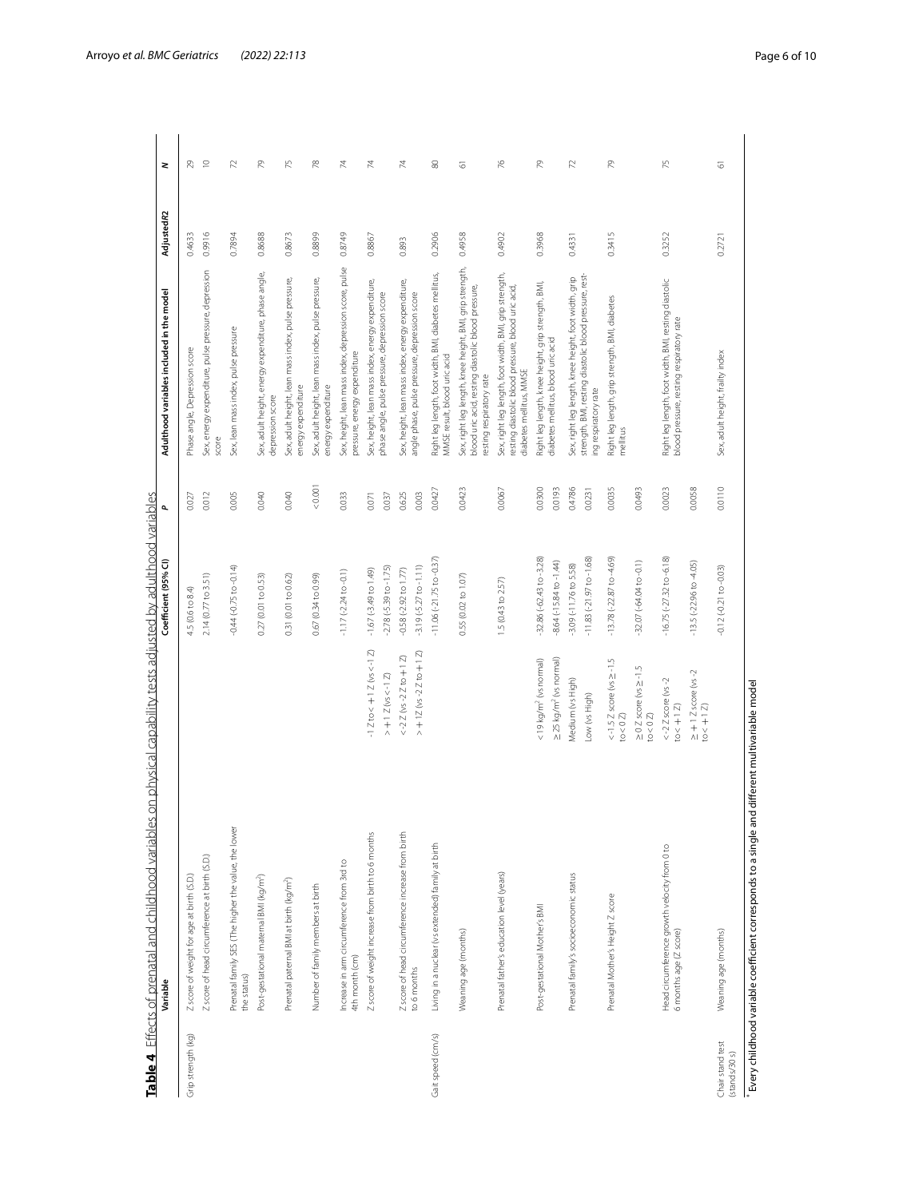**Table 4** Effects of prenatal and childhood variables on physical capability tests adjusted by adulthood variables

| | Variable | | Coefficient (95% CI) | *P* | Adulthood variables included in the model | Adjusted R2 | N |
|---|---|---|---|---|---|---|---|
| Grip strength (kg) | Z score of weight for age at birth (S.D.) | | 4.5 (0.6 to 8.4) | 0.027 | Phase angle, Depression score | 0.4633 | 29 |
| | Z score of head circumference at birth (S.D.) | | 2.14 (0.77 to 3.51) | 0.012 | Sex, energy expenditure, pulse pressure, depression score | 0.9916 | 10 |
| | Prenatal family SES (The higher the value, the lower the status) | | -0.44 (-0.75 to -0.14) | 0.005 | Sex, lean mass index, pulse pressure | 0.7894 | 72 |
| | Post-gestational maternal BMI (kg/m²) | | 0.27 (0.01 to 0.53) | 0.040 | Sex, adult height, energy expenditure, phase angle, depression score | 0.8688 | 79 |
| | Prenatal paternal BMI at birth (kg/m²) | | 0.31 (0.01 to 0.62) | 0.040 | Sex, adult height, lean mass index, pulse pressure, energy expenditure | 0.8673 | 75 |
| | Number of family members at birth | | 0.67 (0.34 to 0.99) | <0.001 | Sex, adult height, lean mass index, pulse pressure, energy expenditure | 0.8899 | 78 |
| | Increase in arm circumference from 3rd to 4th month (cm) | | -1.17 (-2.24 to -0.1) | 0.033 | Sex, height, lean mass index, depression score, pulse pressure, energy expenditure | 0.8749 | 74 |
| | Z score of weight increase from birth to 6 months | -1 Z to < +1 Z (vs < -1 Z) | -1.67 (-3.49 to 1.49) | 0.071 | Sex, height, lean mass index, energy expenditure, phase angle, pulse pressure, depression score | 0.8867 | 74 |
| | | > +1 Z (vs < -1 Z) | -2.78 (-5.39 to -1.75) | 0.037 | | | |
| | Z score of head circumference increase from birth to 6 months | < -2 Z (vs -2 Z to +1 Z) | -0.58 (-2.92 to 1.77) | 0.625 | Sex, height, lean mass index, energy expenditure, angle phase, pulse pressure, depression score | 0.893 | 74 |
| | | > +1 Z (vs -2 Z to +1 Z) | -3.19 (-5.27 to -1.11) | 0.003 | | | |
| Gait speed (cm/s) | Living in a nuclear (vs extended) family at birth | | -11.06 (-21.75 to -0.37) | 0.0427 | Right leg length, foot width, BMI, diabetes mellitus, MMSE result, blood uric acid | 0.2906 | 80 |
| | Weaning age (months) | | 0.55 (0.02 to 1.07) | 0.0423 | Sex, right leg length, knee height, BMI, grip strength, blood uric acid, resting diastolic blood pressure, resting respiratory rate | 0.4958 | 61 |
| | Prenatal father's education level (years) | | 1.5 (0.43 to 2.57) | 0.0067 | Sex, right leg length, foot width, BMI, grip strength, resting diastolic blood pressure, blood uric acid, diabetes mellitus, MMSE | 0.4902 | 76 |
| | Post-gestational Mother's BMI | < 19 kg/m² (vs normal) | -32.86 (-62.43 to -3.28) | 0.0300 | Right leg length, knee height, grip strength, BMI, diabetes mellitus, blood uric acid | 0.3968 | 79 |
| | | ≥ 25 kg/m² (vs normal) | -8.64 (-15.84 to -1.44) | 0.0193 | | | |
| | Prenatal family's socioeconomic status | Medium (vs High) | -3.09 (-11.76 to 5.58) | 0.4786 | Sex, right leg length, knee height, foot width, grip strength, BMI, resting diastolic blood pressure, resting respiratory rate | 0.4331 | 72 |
| | | Low (vs High) | -11.83 (-21.97 to -1.68) | 0.0231 | | | |
| | Prenatal Mother's Height Z score | < -1.5 Z score (vs ≥ -1.5 to < 0 Z) | -13.78 (-22.87 to -4.69) | 0.0035 | Right leg length, grip strength, BMI, diabetes mellitus | 0.3415 | 79 |
| | | ≥ 0 Z score (vs ≥ -1.5 to < 0 Z) | -32.07 (-64.04 to -0.1) | 0.0493 | | | |
| | Head circumference growth velocity from 0 to 6 months age (Z score) | < -2 Z score (vs -2 to < +1 Z) | -16.75 (-27.32 to -6.18) | 0.0023 | Right leg length, foot width, BMI, resting diastolic blood pressure, resting respiratory rate | 0.3252 | 75 |
| | | ≥ +1 Z score (vs -2 to < +1 Z) | -13.5 (-22.96 to -4.05) | 0.0058 | | | |
| Chair stand test (stands/30 s) | Weaning age (months) | | -0.12 (-0.21 to -0.03) | 0.0110 | Sex, adult height, frailty index | 0.2721 | 61 |

* Every childhood variable coefficient corresponds to a single and different multivariable model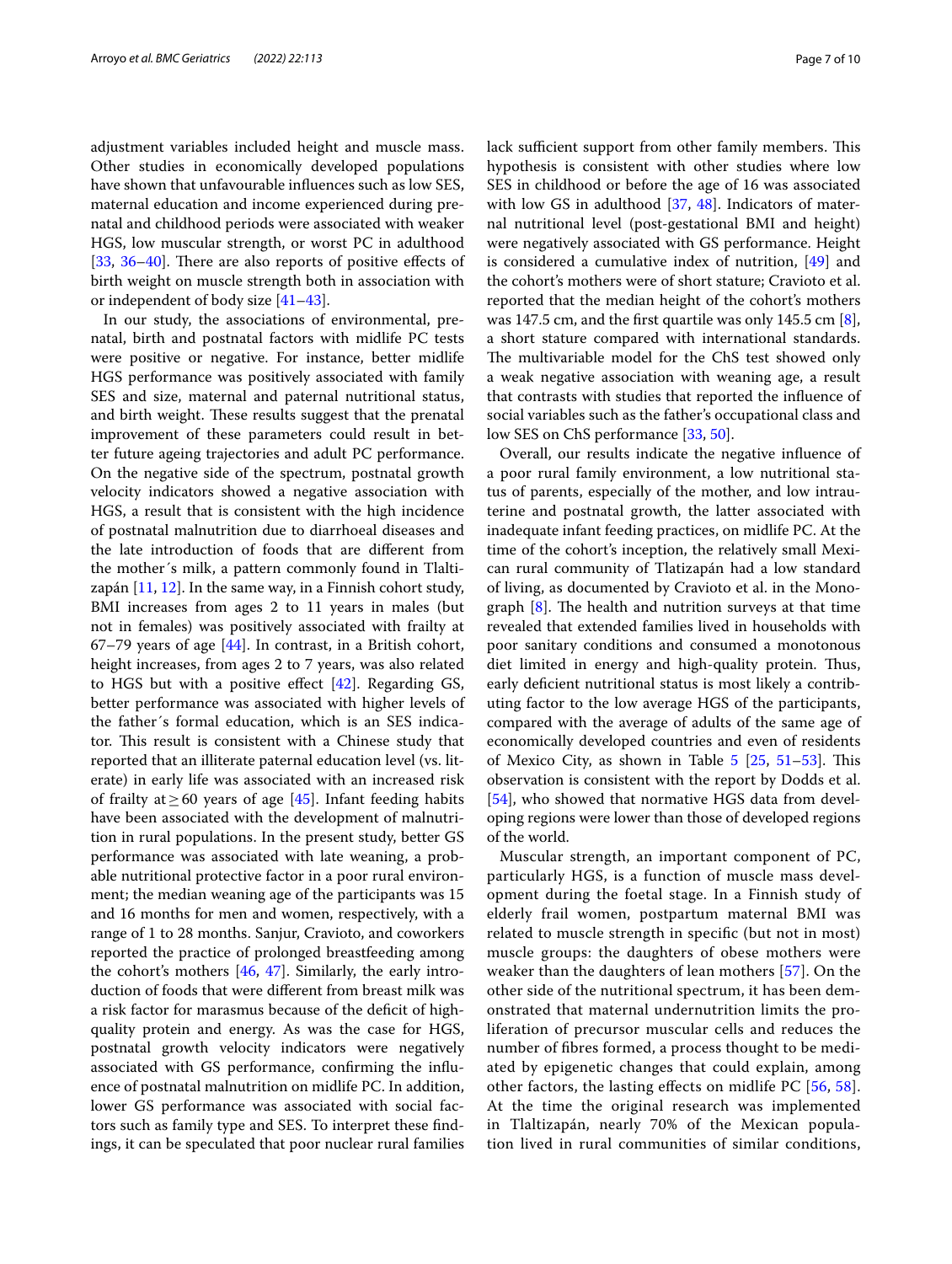adjustment variables included height and muscle mass. Other studies in economically developed populations have shown that unfavourable influences such as low SES, maternal education and income experienced during prenatal and childhood periods were associated with weaker HGS, low muscular strength, or worst PC in adulthood [33, 36–40]. There are also reports of positive effects of birth weight on muscle strength both in association with or independent of body size [41–43].

In our study, the associations of environmental, prenatal, birth and postnatal factors with midlife PC tests were positive or negative. For instance, better midlife HGS performance was positively associated with family SES and size, maternal and paternal nutritional status, and birth weight. These results suggest that the prenatal improvement of these parameters could result in better future ageing trajectories and adult PC performance. On the negative side of the spectrum, postnatal growth velocity indicators showed a negative association with HGS, a result that is consistent with the high incidence of postnatal malnutrition due to diarrhoeal diseases and the late introduction of foods that are different from the mother´s milk, a pattern commonly found in Tlaltizapán [11, 12]. In the same way, in a Finnish cohort study, BMI increases from ages 2 to 11 years in males (but not in females) was positively associated with frailty at 67–79 years of age [44]. In contrast, in a British cohort, height increases, from ages 2 to 7 years, was also related to HGS but with a positive effect [42]. Regarding GS, better performance was associated with higher levels of the father´s formal education, which is an SES indicator. This result is consistent with a Chinese study that reported that an illiterate paternal education level (vs. literate) in early life was associated with an increased risk of frailty at ≥ 60 years of age [45]. Infant feeding habits have been associated with the development of malnutrition in rural populations. In the present study, better GS performance was associated with late weaning, a probable nutritional protective factor in a poor rural environment; the median weaning age of the participants was 15 and 16 months for men and women, respectively, with a range of 1 to 28 months. Sanjur, Cravioto, and coworkers reported the practice of prolonged breastfeeding among the cohort's mothers [46, 47]. Similarly, the early introduction of foods that were different from breast milk was a risk factor for marasmus because of the deficit of high-quality protein and energy. As was the case for HGS, postnatal growth velocity indicators were negatively associated with GS performance, confirming the influence of postnatal malnutrition on midlife PC. In addition, lower GS performance was associated with social factors such as family type and SES. To interpret these findings, it can be speculated that poor nuclear rural families lack sufficient support from other family members. This hypothesis is consistent with other studies where low SES in childhood or before the age of 16 was associated with low GS in adulthood [37, 48]. Indicators of maternal nutritional level (post-gestational BMI and height) were negatively associated with GS performance. Height is considered a cumulative index of nutrition, [49] and the cohort's mothers were of short stature; Cravioto et al. reported that the median height of the cohort's mothers was 147.5 cm, and the first quartile was only 145.5 cm [8], a short stature compared with international standards. The multivariable model for the ChS test showed only a weak negative association with weaning age, a result that contrasts with studies that reported the influence of social variables such as the father's occupational class and low SES on ChS performance [33, 50].

Overall, our results indicate the negative influence of a poor rural family environment, a low nutritional status of parents, especially of the mother, and low intrauterine and postnatal growth, the latter associated with inadequate infant feeding practices, on midlife PC. At the time of the cohort's inception, the relatively small Mexican rural community of Tlatizapán had a low standard of living, as documented by Cravioto et al. in the Monograph [8]. The health and nutrition surveys at that time revealed that extended families lived in households with poor sanitary conditions and consumed a monotonous diet limited in energy and high-quality protein. Thus, early deficient nutritional status is most likely a contributing factor to the low average HGS of the participants, compared with the average of adults of the same age of economically developed countries and even of residents of Mexico City, as shown in Table 5 [25, 51–53]. This observation is consistent with the report by Dodds et al. [54], who showed that normative HGS data from developing regions were lower than those of developed regions of the world.

Muscular strength, an important component of PC, particularly HGS, is a function of muscle mass development during the foetal stage. In a Finnish study of elderly frail women, postpartum maternal BMI was related to muscle strength in specific (but not in most) muscle groups: the daughters of obese mothers were weaker than the daughters of lean mothers [57]. On the other side of the nutritional spectrum, it has been demonstrated that maternal undernutrition limits the proliferation of precursor muscular cells and reduces the number of fibres formed, a process thought to be mediated by epigenetic changes that could explain, among other factors, the lasting effects on midlife PC [56, 58]. At the time the original research was implemented in Tlaltizapán, nearly 70% of the Mexican population lived in rural communities of similar conditions,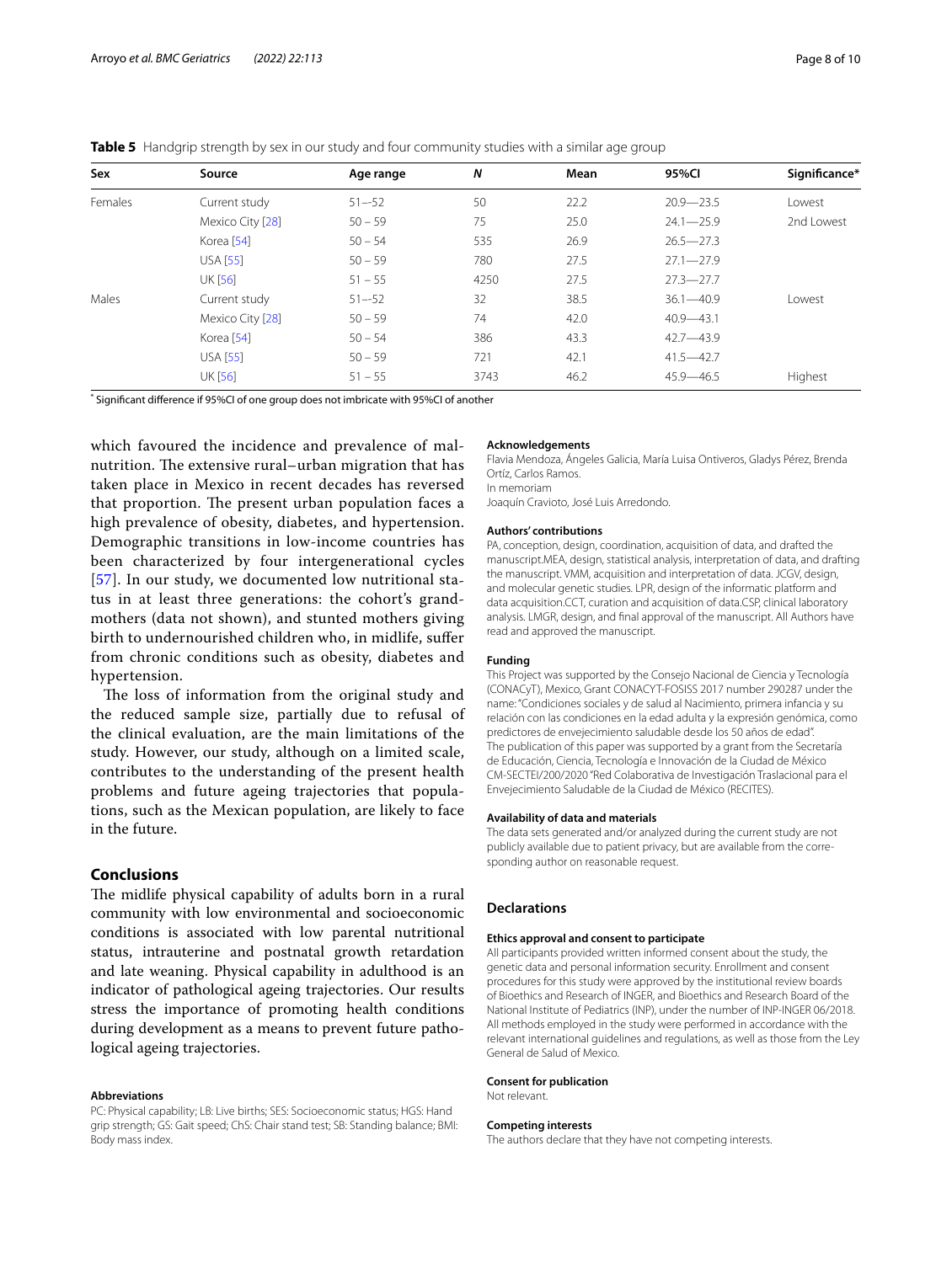**Table 5** Handgrip strength by sex in our study and four community studies with a similar age group

| Sex | Source | Age range | N | Mean | 95%CI | Significance* |
|---|---|---|---|---|---|---|
| Females | Current study | 51–-52 | 50 | 22.2 | 20.9—23.5 | Lowest |
| | Mexico City [28] | 50 – 59 | 75 | 25.0 | 24.1—25.9 | 2nd Lowest |
| | Korea [54] | 50 – 54 | 535 | 26.9 | 26.5—27.3 | |
| | USA [55] | 50 – 59 | 780 | 27.5 | 27.1—27.9 | |
| | UK [56] | 51 – 55 | 4250 | 27.5 | 27.3—27.7 | |
| Males | Current study | 51–-52 | 32 | 38.5 | 36.1—40.9 | Lowest |
| | Mexico City [28] | 50 – 59 | 74 | 42.0 | 40.9—43.1 | |
| | Korea [54] | 50 – 54 | 386 | 43.3 | 42.7—43.9 | |
| | USA [55] | 50 – 59 | 721 | 42.1 | 41.5—42.7 | |
| | UK [56] | 51 – 55 | 3743 | 46.2 | 45.9—46.5 | Highest |

* Significant difference if 95%CI of one group does not imbricate with 95%CI of another

which favoured the incidence and prevalence of malnutrition. The extensive rural–urban migration that has taken place in Mexico in recent decades has reversed that proportion. The present urban population faces a high prevalence of obesity, diabetes, and hypertension. Demographic transitions in low-income countries has been characterized by four intergenerational cycles [57]. In our study, we documented low nutritional status in at least three generations: the cohort's grandmothers (data not shown), and stunted mothers giving birth to undernourished children who, in midlife, suffer from chronic conditions such as obesity, diabetes and hypertension.

The loss of information from the original study and the reduced sample size, partially due to refusal of the clinical evaluation, are the main limitations of the study. However, our study, although on a limited scale, contributes to the understanding of the present health problems and future ageing trajectories that populations, such as the Mexican population, are likely to face in the future.

## Conclusions

The midlife physical capability of adults born in a rural community with low environmental and socioeconomic conditions is associated with low parental nutritional status, intrauterine and postnatal growth retardation and late weaning. Physical capability in adulthood is an indicator of pathological ageing trajectories. Our results stress the importance of promoting health conditions during development as a means to prevent future pathological ageing trajectories.

### Abbreviations

PC: Physical capability; LB: Live births; SES: Socioeconomic status; HGS: Hand grip strength; GS: Gait speed; ChS: Chair stand test; SB: Standing balance; BMI: Body mass index.

### Acknowledgements

Flavia Mendoza, Ángeles Galicia, María Luisa Ontiveros, Gladys Pérez, Brenda Ortíz, Carlos Ramos.
In memoriam
Joaquín Cravioto, José Luis Arredondo.

### Authors' contributions

PA, conception, design, coordination, acquisition of data, and drafted the manuscript.MEA, design, statistical analysis, interpretation of data, and drafting the manuscript. VMM, acquisition and interpretation of data. JCGV, design, and molecular genetic studies. LPR, design of the informatic platform and data acquisition.CCT, curation and acquisition of data.CSP, clinical laboratory analysis. LMGR, design, and final approval of the manuscript. All Authors have read and approved the manuscript.

### Funding

This Project was supported by the Consejo Nacional de Ciencia y Tecnología (CONACyT), Mexico, Grant CONACYT-FOSISS 2017 number 290287 under the name: "Condiciones sociales y de salud al Nacimiento, primera infancia y su relación con las condiciones en la edad adulta y la expresión genómica, como predictores de envejecimiento saludable desde los 50 años de edad".
The publication of this paper was supported by a grant from the Secretaría de Educación, Ciencia, Tecnología e Innovación de la Ciudad de México CM-SECTEI/200/2020 "Red Colaborativa de Investigación Traslacional para el Envejecimiento Saludable de la Ciudad de México (RECITES).

### Availability of data and materials

The data sets generated and/or analyzed during the current study are not publicly available due to patient privacy, but are available from the corresponding author on reasonable request.

## Declarations

### Ethics approval and consent to participate

All participants provided written informed consent about the study, the genetic data and personal information security. Enrollment and consent procedures for this study were approved by the institutional review boards of Bioethics and Research of INGER, and Bioethics and Research Board of the National Institute of Pediatrics (INP), under the number of INP-INGER 06/2018. All methods employed in the study were performed in accordance with the relevant international guidelines and regulations, as well as those from the Ley General de Salud of Mexico.

### Consent for publication

Not relevant.

### Competing interests

The authors declare that they have not competing interests.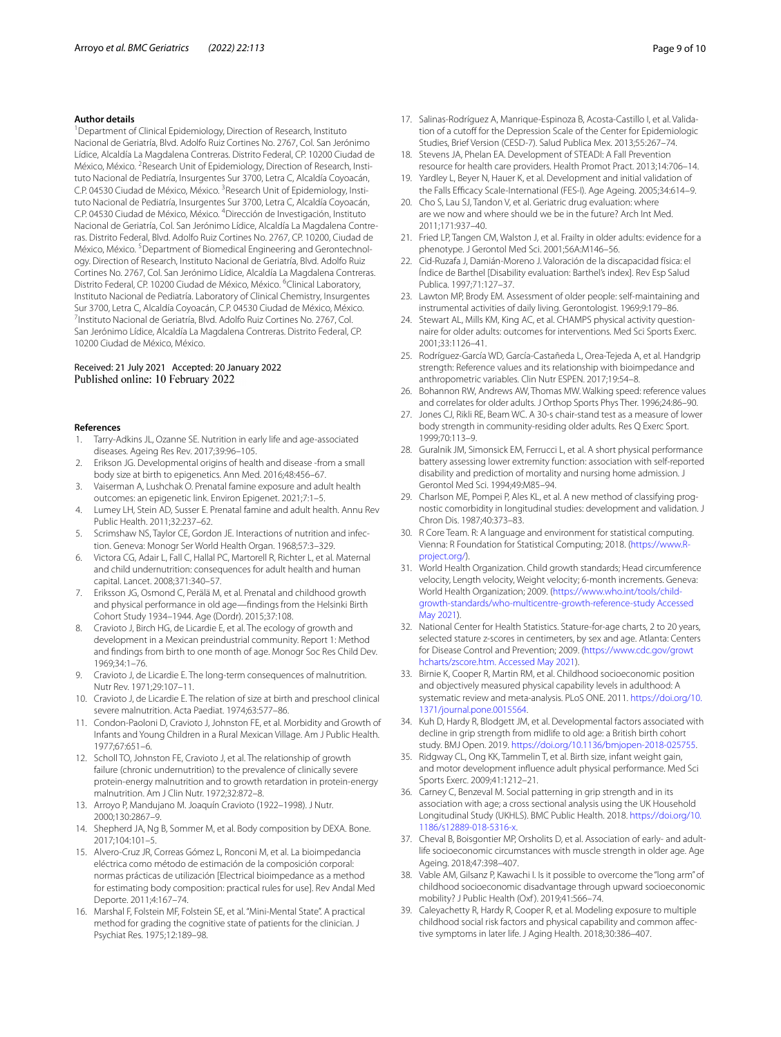### Author details

[1]Department of Clinical Epidemiology, Direction of Research, Instituto Nacional de Geriatría, Blvd. Adolfo Ruiz Cortines No. 2767, Col. San Jerónimo Lídice, Alcaldía La Magdalena Contreras. Distrito Federal, CP. 10200 Ciudad de México, México. [2]Research Unit of Epidemiology, Direction of Research, Instituto Nacional de Pediatría, Insurgentes Sur 3700, Letra C, Alcaldía Coyoacán, C.P. 04530 Ciudad de México, México. [3]Research Unit of Epidemiology, Instituto Nacional de Pediatría, Insurgentes Sur 3700, Letra C, Alcaldía Coyoacán, C.P. 04530 Ciudad de México, México. [4]Dirección de Investigación, Instituto Nacional de Geriatría, Col. San Jerónimo Lídice, Alcaldía La Magdalena Contreras. Distrito Federal, Blvd. Adolfo Ruiz Cortines No. 2767, CP. 10200, Ciudad de México, México. [5]Department of Biomedical Engineering and Gerontechnology. Direction of Research, Instituto Nacional de Geriatría, Blvd. Adolfo Ruiz Cortines No. 2767, Col. San Jerónimo Lídice, Alcaldía La Magdalena Contreras. Distrito Federal, CP. 10200 Ciudad de México, México. [6]Clinical Laboratory, Instituto Nacional de Pediatría. Laboratory of Clinical Chemistry, Insurgentes Sur 3700, Letra C, Alcaldía Coyoacán, C.P. 04530 Ciudad de México, México. [7]Instituto Nacional de Geriatría, Blvd. Adolfo Ruiz Cortines No. 2767, Col. San Jerónimo Lídice, Alcaldía La Magdalena Contreras. Distrito Federal, CP. 10200 Ciudad de México, México.

Received: 21 July 2021 Accepted: 20 January 2022
Published online: 10 February 2022

### References

1. Tarry-Adkins JL, Ozanne SE. Nutrition in early life and age-associated diseases. Ageing Res Rev. 2017;39:96–105.
2. Erikson JG. Developmental origins of health and disease -from a small body size at birth to epigenetics. Ann Med. 2016;48:456–67.
3. Vaiserman A, Lushchak O. Prenatal famine exposure and adult health outcomes: an epigenetic link. Environ Epigenet. 2021;7:1–5.
4. Lumey LH, Stein AD, Susser E. Prenatal famine and adult health. Annu Rev Public Health. 2011;32:237–62.
5. Scrimshaw NS, Taylor CE, Gordon JE. Interactions of nutrition and infection. Geneva: Monogr Ser World Health Organ. 1968;57:3–329.
6. Victora CG, Adair L, Fall C, Hallal PC, Martorell R, Richter L, et al. Maternal and child undernutrition: consequences for adult health and human capital. Lancet. 2008;371:340–57.
7. Eriksson JG, Osmond C, Perälä M, et al. Prenatal and childhood growth and physical performance in old age—findings from the Helsinki Birth Cohort Study 1934–1944. Age (Dordr). 2015;37:108.
8. Cravioto J, Birch HG, de Licardie E, et al. The ecology of growth and development in a Mexican preindustrial community. Report 1: Method and findings from birth to one month of age. Monogr Soc Res Child Dev. 1969;34:1–76.
9. Cravioto J, de Licardie E. The long-term consequences of malnutrition. Nutr Rev. 1971;29:107–11.
10. Cravioto J, de Licardie E. The relation of size at birth and preschool clinical severe malnutrition. Acta Paediat. 1974;63:577–86.
11. Condon-Paoloni D, Cravioto J, Johnston FE, et al. Morbidity and Growth of Infants and Young Children in a Rural Mexican Village. Am J Public Health. 1977;67:651–6.
12. Scholl TO, Johnston FE, Cravioto J, et al. The relationship of growth failure (chronic undernutrition) to the prevalence of clinically severe protein-energy malnutrition and to growth retardation in protein-energy malnutrition. Am J Clin Nutr. 1972;32:872–8.
13. Arroyo P, Mandujano M. Joaquín Cravioto (1922–1998). J Nutr. 2000;130:2867–9.
14. Shepherd JA, Ng B, Sommer M, et al. Body composition by DEXA. Bone. 2017;104:101–5.
15. Alvero-Cruz JR, Correas Gómez L, Ronconi M, et al. La bioimpedancia eléctrica como método de estimación de la composición corporal: normas prácticas de utilización [Electrical bioimpedance as a method for estimating body composition: practical rules for use]. Rev Andal Med Deporte. 2011;4:167–74.
16. Marshal F, Folstein MF, Folstein SE, et al. "Mini-Mental State". A practical method for grading the cognitive state of patients for the clinician. J Psychiat Res. 1975;12:189–98.
17. Salinas-Rodríguez A, Manrique-Espinoza B, Acosta-Castillo I, et al. Validation of a cutoff for the Depression Scale of the Center for Epidemiologic Studies, Brief Version (CESD-7). Salud Publica Mex. 2013;55:267–74.
18. Stevens JA, Phelan EA. Development of STEADI: A Fall Prevention resource for health care providers. Health Promot Pract. 2013;14:706–14.
19. Yardley L, Beyer N, Hauer K, et al. Development and initial validation of the Falls Efficacy Scale-International (FES-I). Age Ageing. 2005;34:614–9.
20. Cho S, Lau SJ, Tandon V, et al. Geriatric drug evaluation: where are we now and where should we be in the future? Arch Int Med. 2011;171:937–40.
21. Fried LP, Tangen CM, Walston J, et al. Frailty in older adults: evidence for a phenotype. J Gerontol Med Sci. 2001;56A:M146–56.
22. Cid-Ruzafa J, Damián-Moreno J. Valoración de la discapacidad física: el Índice de Barthel [Disability evaluation: Barthel's index]. Rev Esp Salud Publica. 1997;71:127–37.
23. Lawton MP, Brody EM. Assessment of older people: self-maintaining and instrumental activities of daily living. Gerontologist. 1969;9:179–86.
24. Stewart AL, Mills KM, King AC, et al. CHAMPS physical activity questionnaire for older adults: outcomes for interventions. Med Sci Sports Exerc. 2001;33:1126–41.
25. Rodríguez-García WD, García-Castañeda L, Orea-Tejeda A, et al. Handgrip strength: Reference values and its relationship with bioimpedance and anthropometric variables. Clin Nutr ESPEN. 2017;19:54–8.
26. Bohannon RW, Andrews AW, Thomas MW. Walking speed: reference values and correlates for older adults. J Orthop Sports Phys Ther. 1996;24:86–90.
27. Jones CJ, Rikli RE, Beam WC. A 30-s chair-stand test as a measure of lower body strength in community-residing older adults. Res Q Exerc Sport. 1999;70:113–9.
28. Guralnik JM, Simonsick EM, Ferrucci L, et al. A short physical performance battery assessing lower extremity function: association with self-reported disability and prediction of mortality and nursing home admission. J Gerontol Med Sci. 1994;49:M85–94.
29. Charlson ME, Pompei P, Ales KL, et al. A new method of classifying prognostic comorbidity in longitudinal studies: development and validation. J Chron Dis. 1987;40:373–83.
30. R Core Team. R: A language and environment for statistical computing. Vienna: R Foundation for Statistical Computing; 2018. (https://www.R-project.org/).
31. World Health Organization. Child growth standards; Head circumference velocity, Length velocity, Weight velocity; 6-month increments. Geneva: World Health Organization; 2009. (https://www.who.int/tools/child-growth-standards/who-multicentre-growth-reference-study Accessed May 2021).
32. National Center for Health Statistics. Stature-for-age charts, 2 to 20 years, selected stature z-scores in centimeters, by sex and age. Atlanta: Centers for Disease Control and Prevention; 2009. (https://www.cdc.gov/growthcharts/zscore.htm. Accessed May 2021).
33. Birnie K, Cooper R, Martin RM, et al. Childhood socioeconomic position and objectively measured physical capability levels in adulthood: A systematic review and meta-analysis. PLoS ONE. 2011. https://doi.org/10.1371/journal.pone.0015564.
34. Kuh D, Hardy R, Blodgett JM, et al. Developmental factors associated with decline in grip strength from midlife to old age: a British birth cohort study. BMJ Open. 2019. https://doi.org/10.1136/bmjopen-2018-025755.
35. Ridgway CL, Ong KK, Tammelin T, et al. Birth size, infant weight gain, and motor development influence adult physical performance. Med Sci Sports Exerc. 2009;41:1212–21.
36. Carney C, Benzeval M. Social patterning in grip strength and in its association with age; a cross sectional analysis using the UK Household Longitudinal Study (UKHLS). BMC Public Health. 2018. https://doi.org/10.1186/s12889-018-5316-x.
37. Cheval B, Boisgontier MP, Orsholits D, et al. Association of early- and adult-life socioeconomic circumstances with muscle strength in older age. Age Ageing. 2018;47:398–407.
38. Vable AM, Gilsanz P, Kawachi I. Is it possible to overcome the "long arm" of childhood socioeconomic disadvantage through upward socioeconomic mobility? J Public Health (Oxf). 2019;41:566–74.
39. Caleyachetty R, Hardy R, Cooper R, et al. Modeling exposure to multiple childhood social risk factors and physical capability and common affective symptoms in later life. J Aging Health. 2018;30:386–407.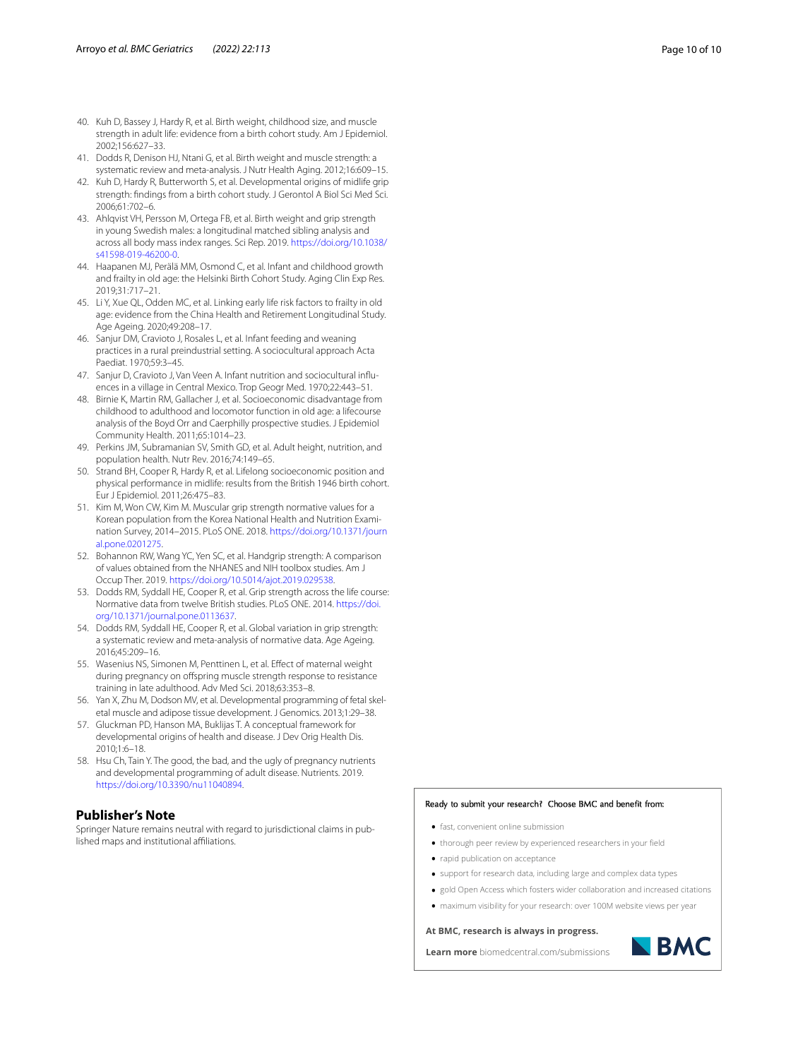40. Kuh D, Bassey J, Hardy R, et al. Birth weight, childhood size, and muscle strength in adult life: evidence from a birth cohort study. Am J Epidemiol. 2002;156:627–33.
41. Dodds R, Denison HJ, Ntani G, et al. Birth weight and muscle strength: a systematic review and meta-analysis. J Nutr Health Aging. 2012;16:609–15.
42. Kuh D, Hardy R, Butterworth S, et al. Developmental origins of midlife grip strength: findings from a birth cohort study. J Gerontol A Biol Sci Med Sci. 2006;61:702–6.
43. Ahlqvist VH, Persson M, Ortega FB, et al. Birth weight and grip strength in young Swedish males: a longitudinal matched sibling analysis and across all body mass index ranges. Sci Rep. 2019. https://doi.org/10.1038/s41598-019-46200-0.
44. Haapanen MJ, Perälä MM, Osmond C, et al. Infant and childhood growth and frailty in old age: the Helsinki Birth Cohort Study. Aging Clin Exp Res. 2019;31:717–21.
45. Li Y, Xue QL, Odden MC, et al. Linking early life risk factors to frailty in old age: evidence from the China Health and Retirement Longitudinal Study. Age Ageing. 2020;49:208–17.
46. Sanjur DM, Cravioto J, Rosales L, et al. Infant feeding and weaning practices in a rural preindustrial setting. A sociocultural approach Acta Paediat. 1970;59:3–45.
47. Sanjur D, Cravioto J, Van Veen A. Infant nutrition and sociocultural influences in a village in Central Mexico. Trop Geogr Med. 1970;22:443–51.
48. Birnie K, Martin RM, Gallacher J, et al. Socioeconomic disadvantage from childhood to adulthood and locomotor function in old age: a lifecourse analysis of the Boyd Orr and Caerphilly prospective studies. J Epidemiol Community Health. 2011;65:1014–23.
49. Perkins JM, Subramanian SV, Smith GD, et al. Adult height, nutrition, and population health. Nutr Rev. 2016;74:149–65.
50. Strand BH, Cooper R, Hardy R, et al. Lifelong socioeconomic position and physical performance in midlife: results from the British 1946 birth cohort. Eur J Epidemiol. 2011;26:475–83.
51. Kim M, Won CW, Kim M. Muscular grip strength normative values for a Korean population from the Korea National Health and Nutrition Examination Survey, 2014–2015. PLoS ONE. 2018. https://doi.org/10.1371/journal.pone.0201275.
52. Bohannon RW, Wang YC, Yen SC, et al. Handgrip strength: A comparison of values obtained from the NHANES and NIH toolbox studies. Am J Occup Ther. 2019. https://doi.org/10.5014/ajot.2019.029538.
53. Dodds RM, Syddall HE, Cooper R, et al. Grip strength across the life course: Normative data from twelve British studies. PLoS ONE. 2014. https://doi.org/10.1371/journal.pone.0113637.
54. Dodds RM, Syddall HE, Cooper R, et al. Global variation in grip strength: a systematic review and meta-analysis of normative data. Age Ageing. 2016;45:209–16.
55. Wasenius NS, Simonen M, Penttinen L, et al. Effect of maternal weight during pregnancy on offspring muscle strength response to resistance training in late adulthood. Adv Med Sci. 2018;63:353–8.
56. Yan X, Zhu M, Dodson MV, et al. Developmental programming of fetal skeletal muscle and adipose tissue development. J Genomics. 2013;1:29–38.
57. Gluckman PD, Hanson MA, Buklijas T. A conceptual framework for developmental origins of health and disease. J Dev Orig Health Dis. 2010;1:6–18.
58. Hsu Ch, Tain Y. The good, the bad, and the ugly of pregnancy nutrients and developmental programming of adult disease. Nutrients. 2019. https://doi.org/10.3390/nu11040894.

## Publisher's Note

Springer Nature remains neutral with regard to jurisdictional claims in published maps and institutional affiliations.

Ready to submit your research? Choose BMC and benefit from:

- fast, convenient online submission
- thorough peer review by experienced researchers in your field
- rapid publication on acceptance
- support for research data, including large and complex data types
- gold Open Access which fosters wider collaboration and increased citations
- maximum visibility for your research: over 100M website views per year

**At BMC, research is always in progress.**

**Learn more** biomedcentral.com/submissions

BMC